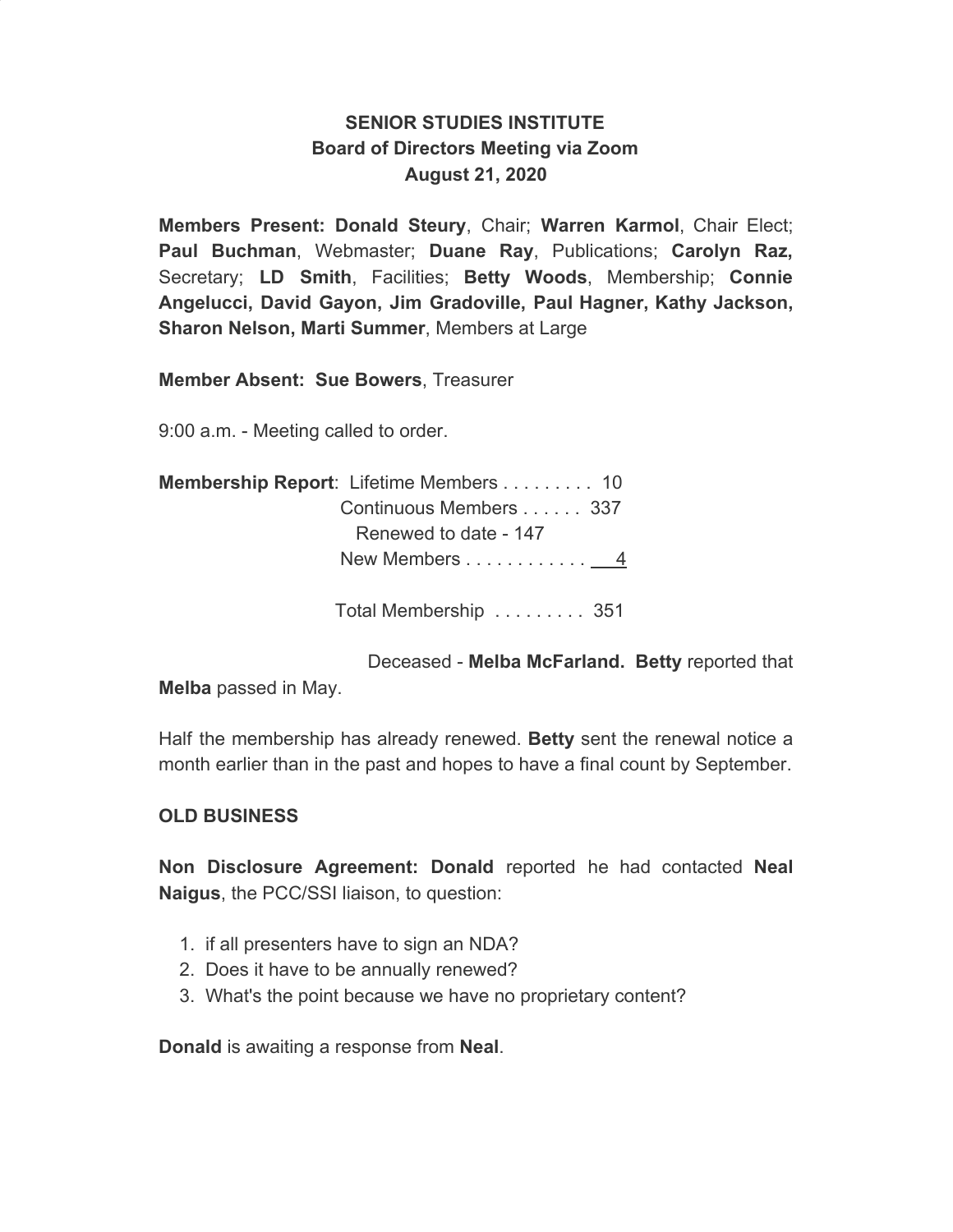**SENIOR STUDIES INSTITUTE**
**Board of Directors Meeting via Zoom**
**August 21, 2020**

**Members Present: Donald Steury**, Chair; **Warren Karmol**, Chair Elect; **Paul Buchman**, Webmaster; **Duane Ray**, Publications; **Carolyn Raz,** Secretary; **LD Smith**, Facilities; **Betty Woods**, Membership; **Connie Angelucci, David Gayon, Jim Gradoville, Paul Hagner, Kathy Jackson, Sharon Nelson, Marti Summer**, Members at Large

**Member Absent: Sue Bowers**, Treasurer

9:00 a.m. - Meeting called to order.

**Membership Report**: Lifetime Members . . . . . . . . . 10
Continuous Members . . . . . . 337
Renewed to date - 147
New Members . . . . . . . . . . . . 4

Total Membership . . . . . . . . . 351

Deceased - **Melba McFarland. Betty** reported that **Melba** passed in May.

Half the membership has already renewed. **Betty** sent the renewal notice a month earlier than in the past and hopes to have a final count by September.

**OLD BUSINESS**

**Non Disclosure Agreement: Donald** reported he had contacted **Neal Naigus**, the PCC/SSI liaison, to question:

1. if all presenters have to sign an NDA?
2. Does it have to be annually renewed?
3. What's the point because we have no proprietary content?

**Donald** is awaiting a response from **Neal**.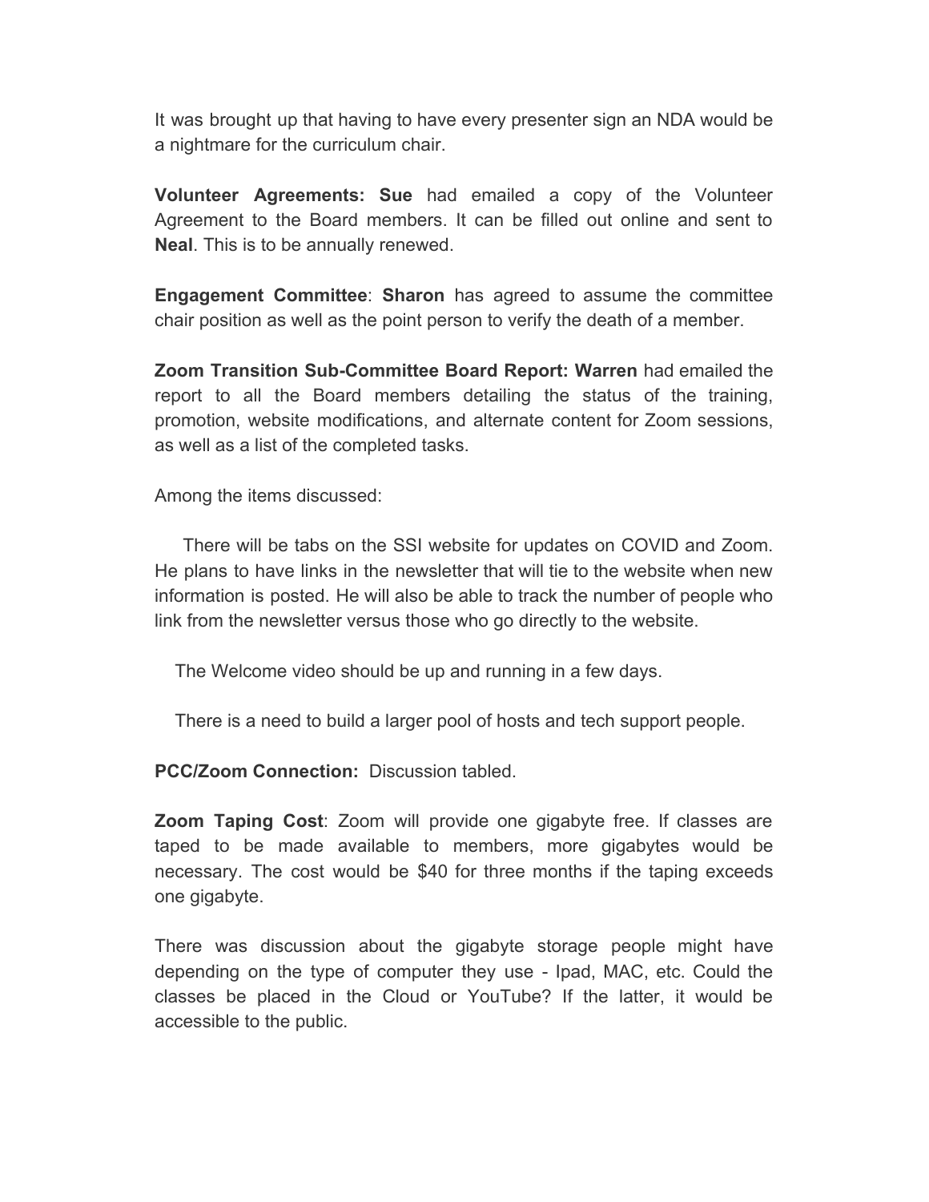It was brought up that having to have every presenter sign an NDA would be a nightmare for the curriculum chair.

**Volunteer Agreements: Sue** had emailed a copy of the Volunteer Agreement to the Board members. It can be filled out online and sent to **Neal**. This is to be annually renewed.

**Engagement Committee**: **Sharon** has agreed to assume the committee chair position as well as the point person to verify the death of a member.

**Zoom Transition Sub-Committee Board Report: Warren** had emailed the report to all the Board members detailing the status of the training, promotion, website modifications, and alternate content for Zoom sessions, as well as a list of the completed tasks.

Among the items discussed:

There will be tabs on the SSI website for updates on COVID and Zoom. He plans to have links in the newsletter that will tie to the website when new information is posted. He will also be able to track the number of people who link from the newsletter versus those who go directly to the website.

The Welcome video should be up and running in a few days.

There is a need to build a larger pool of hosts and tech support people.

**PCC/Zoom Connection:** Discussion tabled.

**Zoom Taping Cost**: Zoom will provide one gigabyte free. If classes are taped to be made available to members, more gigabytes would be necessary. The cost would be $40 for three months if the taping exceeds one gigabyte.

There was discussion about the gigabyte storage people might have depending on the type of computer they use - Ipad, MAC, etc. Could the classes be placed in the Cloud or YouTube? If the latter, it would be accessible to the public.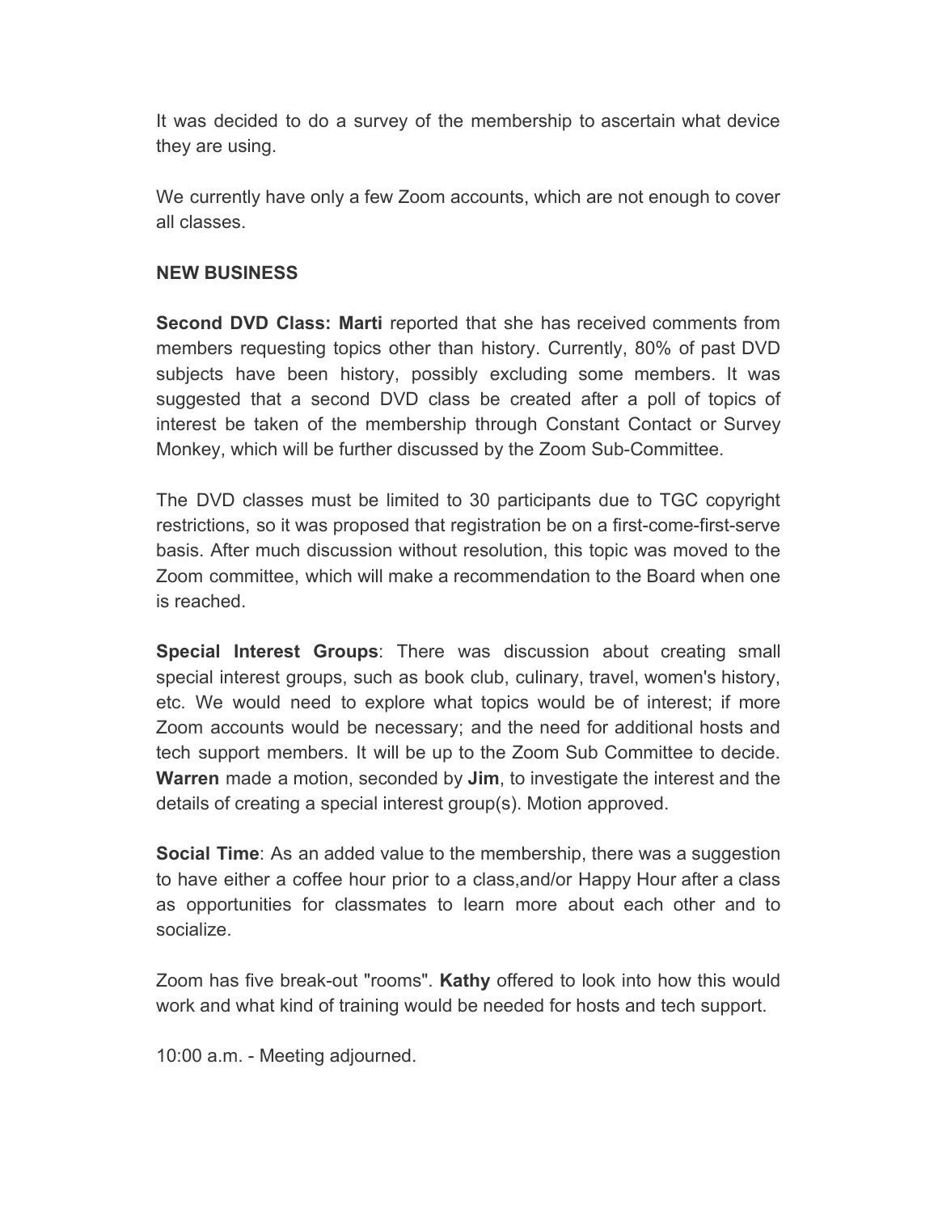It was decided to do a survey of the membership to ascertain what device they are using.

We currently have only a few Zoom accounts, which are not enough to cover all classes.

**NEW BUSINESS**

**Second DVD Class: Marti** reported that she has received comments from members requesting topics other than history. Currently, 80% of past DVD subjects have been history, possibly excluding some members. It was suggested that a second DVD class be created after a poll of topics of interest be taken of the membership through Constant Contact or Survey Monkey, which will be further discussed by the Zoom Sub-Committee.

The DVD classes must be limited to 30 participants due to TGC copyright restrictions, so it was proposed that registration be on a first-come-first-serve basis. After much discussion without resolution, this topic was moved to the Zoom committee, which will make a recommendation to the Board when one is reached.

**Special Interest Groups**: There was discussion about creating small special interest groups, such as book club, culinary, travel, women's history, etc. We would need to explore what topics would be of interest; if more Zoom accounts would be necessary; and the need for additional hosts and tech support members. It will be up to the Zoom Sub Committee to decide. **Warren** made a motion, seconded by **Jim**, to investigate the interest and the details of creating a special interest group(s). Motion approved.

**Social Time**: As an added value to the membership, there was a suggestion to have either a coffee hour prior to a class,and/or Happy Hour after a class as opportunities for classmates to learn more about each other and to socialize.

Zoom has five break-out "rooms". **Kathy** offered to look into how this would work and what kind of training would be needed for hosts and tech support.

10:00 a.m. - Meeting adjourned.